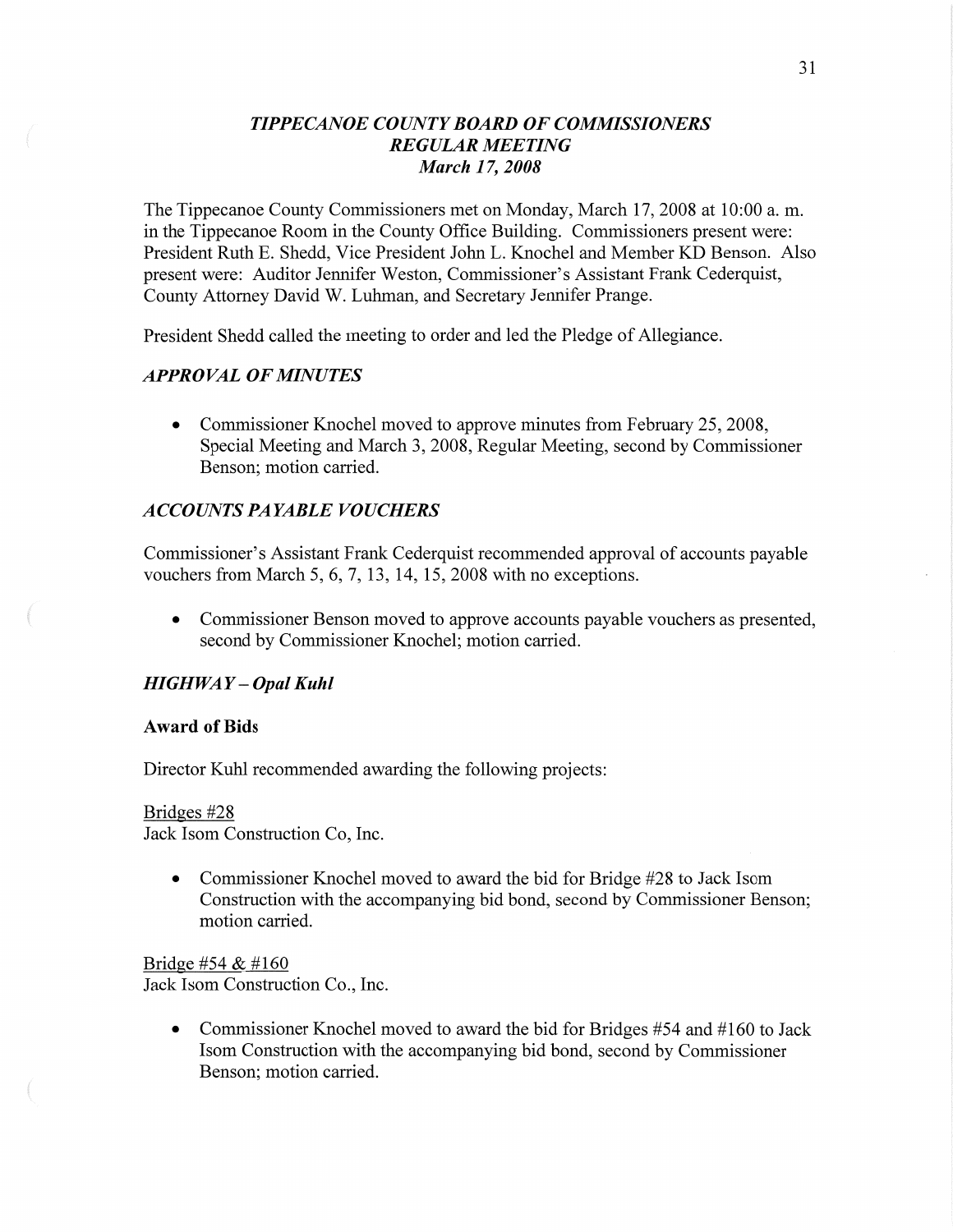# *TIPPECANOE COUNTY BOARD OF COMMISSIONERS*
## *REGULAR MEETING*
### *March 17, 2008*

The Tippecanoe County Commissioners met on Monday, March 17, 2008 at 10:00 a. m. in the Tippecanoe Room in the County Office Building. Commissioners present were: President Ruth E. Shedd, Vice President John L. Knochel and Member KD Benson. Also present were: Auditor Jennifer Weston, Commissioner's Assistant Frank Cederquist, County Attorney David W. Luhman, and Secretary Jennifer Prange.

President Shedd called the meeting to order and led the Pledge of Allegiance.

## *APPROVAL OF MINUTES*

- Commissioner Knochel moved to approve minutes from February 25, 2008, Special Meeting and March 3, 2008, Regular Meeting, second by Commissioner Benson; motion carried.

## *ACCOUNTS PAYABLE VOUCHERS*

Commissioner's Assistant Frank Cederquist recommended approval of accounts payable vouchers from March 5, 6, 7, 13, 14, 15, 2008 with no exceptions.

- Commissioner Benson moved to approve accounts payable vouchers as presented, second by Commissioner Knochel; motion carried.

## *HIGHWAY – Opal Kuhl*

### **Award of Bids**

Director Kuhl recommended awarding the following projects:

Bridges #28
Jack Isom Construction Co, Inc.

- Commissioner Knochel moved to award the bid for Bridge #28 to Jack Isom Construction with the accompanying bid bond, second by Commissioner Benson; motion carried.

Bridge #54 & #160
Jack Isom Construction Co., Inc.

- Commissioner Knochel moved to award the bid for Bridges #54 and #160 to Jack Isom Construction with the accompanying bid bond, second by Commissioner Benson; motion carried.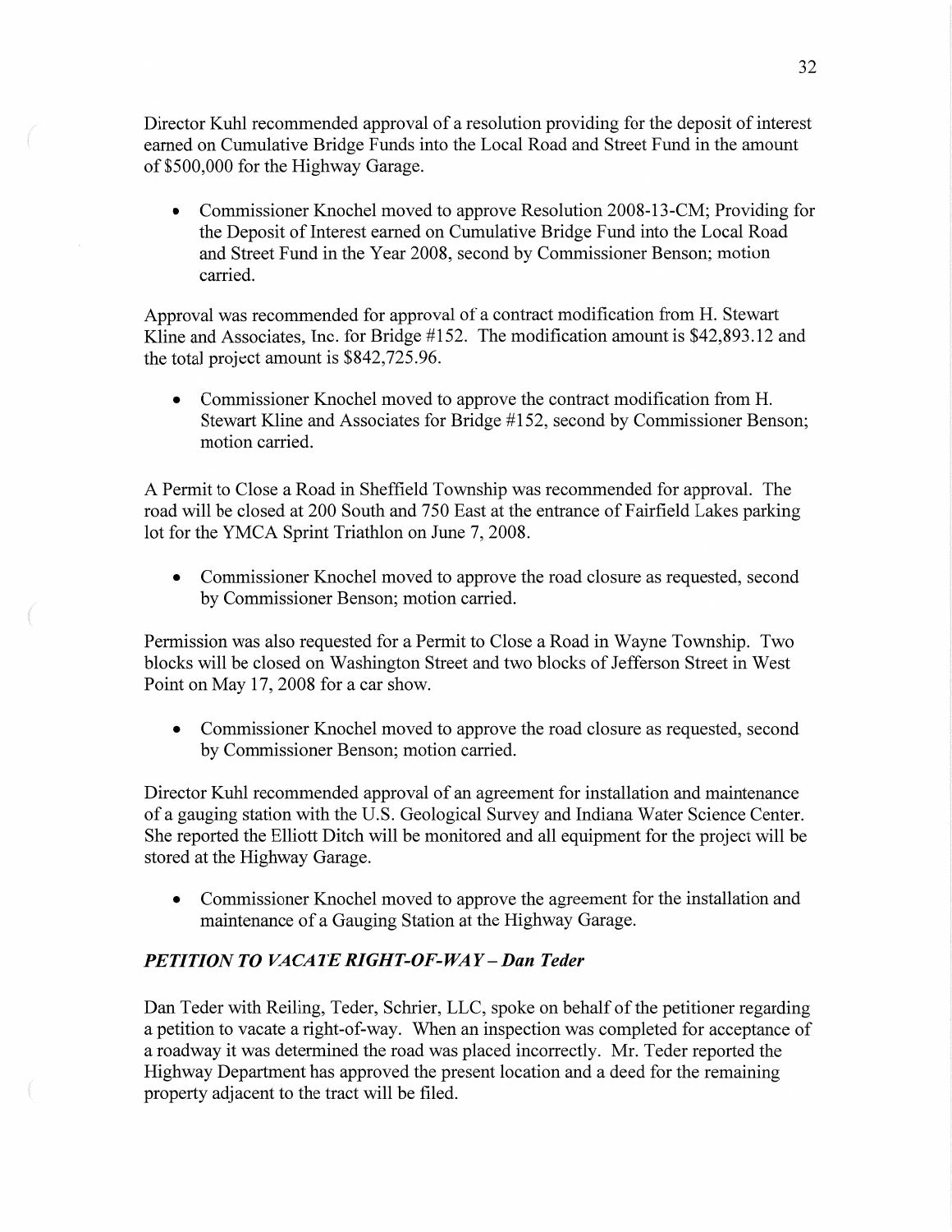Director Kuhl recommended approval of a resolution providing for the deposit of interest earned on Cumulative Bridge Funds into the Local Road and Street Fund in the amount of $500,000 for the Highway Garage.

- Commissioner Knochel moved to approve Resolution 2008-13-CM; Providing for the Deposit of Interest earned on Cumulative Bridge Fund into the Local Road and Street Fund in the Year 2008, second by Commissioner Benson; motion carried.

Approval was recommended for approval of a contract modification from H. Stewart Kline and Associates, Inc. for Bridge #152. The modification amount is $42,893.12 and the total project amount is $842,725.96.

- Commissioner Knochel moved to approve the contract modification from H. Stewart Kline and Associates for Bridge #152, second by Commissioner Benson; motion carried.

A Permit to Close a Road in Sheffield Township was recommended for approval. The road will be closed at 200 South and 750 East at the entrance of Fairfield Lakes parking lot for the YMCA Sprint Triathlon on June 7, 2008.

- Commissioner Knochel moved to approve the road closure as requested, second by Commissioner Benson; motion carried.

Permission was also requested for a Permit to Close a Road in Wayne Township. Two blocks will be closed on Washington Street and two blocks of Jefferson Street in West Point on May 17, 2008 for a car show.

- Commissioner Knochel moved to approve the road closure as requested, second by Commissioner Benson; motion carried.

Director Kuhl recommended approval of an agreement for installation and maintenance of a gauging station with the U.S. Geological Survey and Indiana Water Science Center. She reported the Elliott Ditch will be monitored and all equipment for the project will be stored at the Highway Garage.

- Commissioner Knochel moved to approve the agreement for the installation and maintenance of a Gauging Station at the Highway Garage.

***PETITION TO VACATE RIGHT-OF-WAY – Dan Teder***

Dan Teder with Reiling, Teder, Schrier, LLC, spoke on behalf of the petitioner regarding a petition to vacate a right-of-way. When an inspection was completed for acceptance of a roadway it was determined the road was placed incorrectly. Mr. Teder reported the Highway Department has approved the present location and a deed for the remaining property adjacent to the tract will be filed.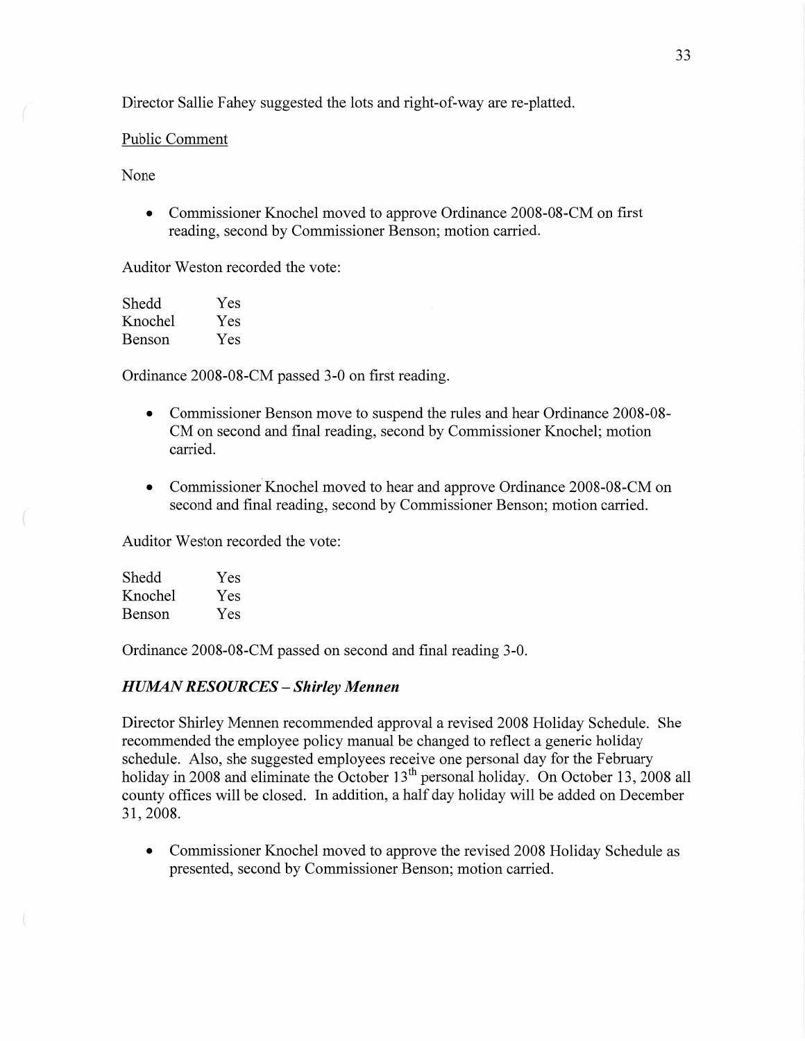Director Sallie Fahey suggested the lots and right-of-way are re-platted.

Public Comment

None

- Commissioner Knochel moved to approve Ordinance 2008-08-CM on first reading, second by Commissioner Benson; motion carried.

Auditor Weston recorded the vote:

| | |
|---|---|
| Shedd | Yes |
| Knochel | Yes |
| Benson | Yes |

Ordinance 2008-08-CM passed 3-0 on first reading.

- Commissioner Benson move to suspend the rules and hear Ordinance 2008-08-CM on second and final reading, second by Commissioner Knochel; motion carried.
- Commissioner Knochel moved to hear and approve Ordinance 2008-08-CM on second and final reading, second by Commissioner Benson; motion carried.

Auditor Weston recorded the vote:

| | |
|---|---|
| Shedd | Yes |
| Knochel | Yes |
| Benson | Yes |

Ordinance 2008-08-CM passed on second and final reading 3-0.

### *HUMAN RESOURCES – Shirley Mennen*

Director Shirley Mennen recommended approval a revised 2008 Holiday Schedule. She recommended the employee policy manual be changed to reflect a generic holiday schedule. Also, she suggested employees receive one personal day for the February holiday in 2008 and eliminate the October 13th personal holiday. On October 13, 2008 all county offices will be closed. In addition, a half day holiday will be added on December 31, 2008.

- Commissioner Knochel moved to approve the revised 2008 Holiday Schedule as presented, second by Commissioner Benson; motion carried.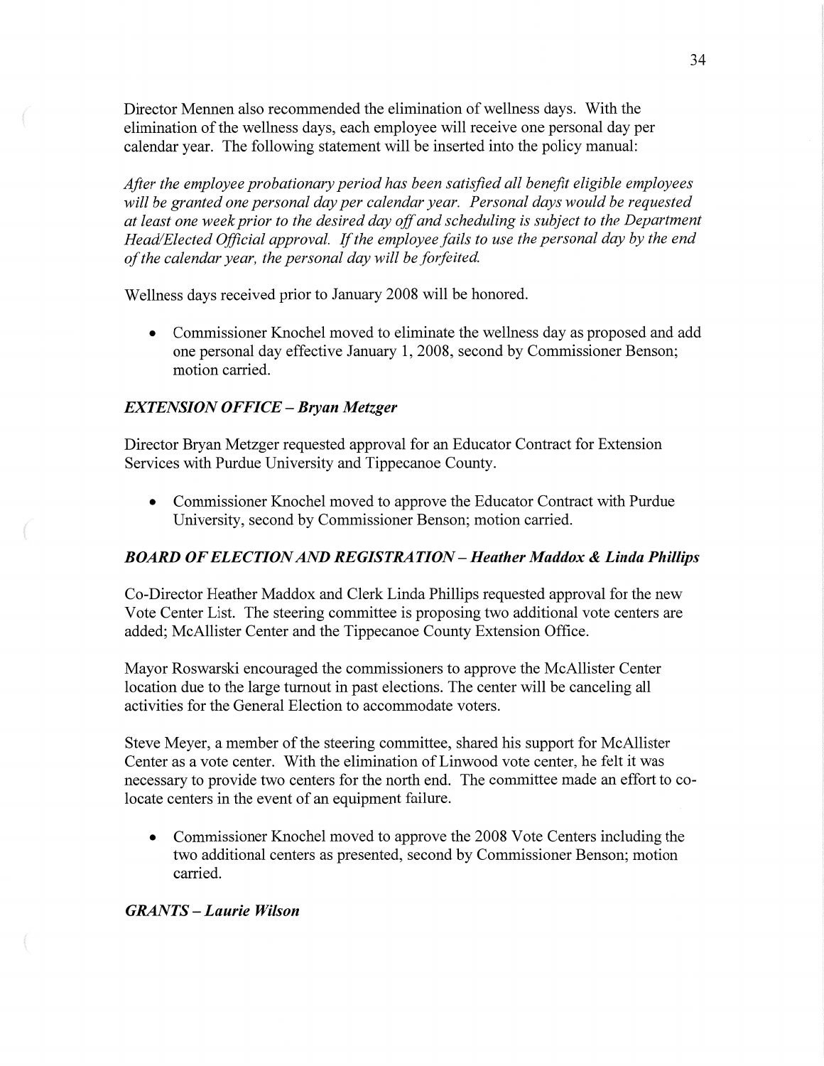Director Mennen also recommended the elimination of wellness days. With the elimination of the wellness days, each employee will receive one personal day per calendar year. The following statement will be inserted into the policy manual:

*After the employee probationary period has been satisfied all benefit eligible employees will be granted one personal day per calendar year. Personal days would be requested at least one week prior to the desired day off and scheduling is subject to the Department Head/Elected Official approval. If the employee fails to use the personal day by the end of the calendar year, the personal day will be forfeited.*

Wellness days received prior to January 2008 will be honored.

- Commissioner Knochel moved to eliminate the wellness day as proposed and add one personal day effective January 1, 2008, second by Commissioner Benson; motion carried.

### *EXTENSION OFFICE – Bryan Metzger*

Director Bryan Metzger requested approval for an Educator Contract for Extension Services with Purdue University and Tippecanoe County.

- Commissioner Knochel moved to approve the Educator Contract with Purdue University, second by Commissioner Benson; motion carried.

### *BOARD OF ELECTION AND REGISTRATION – Heather Maddox & Linda Phillips*

Co-Director Heather Maddox and Clerk Linda Phillips requested approval for the new Vote Center List. The steering committee is proposing two additional vote centers are added; McAllister Center and the Tippecanoe County Extension Office.

Mayor Roswarski encouraged the commissioners to approve the McAllister Center location due to the large turnout in past elections. The center will be canceling all activities for the General Election to accommodate voters.

Steve Meyer, a member of the steering committee, shared his support for McAllister Center as a vote center. With the elimination of Linwood vote center, he felt it was necessary to provide two centers for the north end. The committee made an effort to co-locate centers in the event of an equipment failure.

- Commissioner Knochel moved to approve the 2008 Vote Centers including the two additional centers as presented, second by Commissioner Benson; motion carried.

### *GRANTS – Laurie Wilson*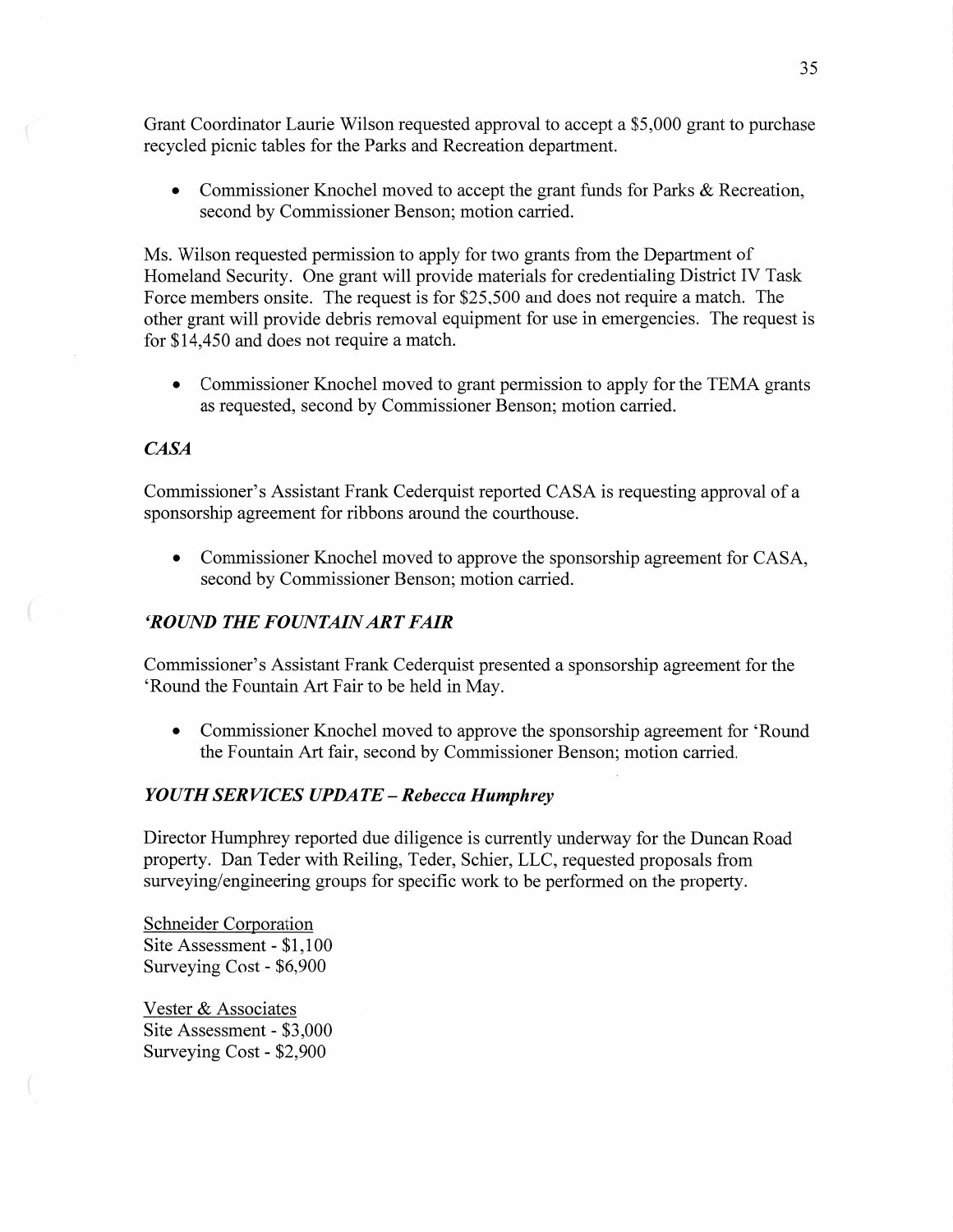Grant Coordinator Laurie Wilson requested approval to accept a $5,000 grant to purchase recycled picnic tables for the Parks and Recreation department.

- Commissioner Knochel moved to accept the grant funds for Parks & Recreation, second by Commissioner Benson; motion carried.

Ms. Wilson requested permission to apply for two grants from the Department of Homeland Security. One grant will provide materials for credentialing District IV Task Force members onsite. The request is for $25,500 and does not require a match. The other grant will provide debris removal equipment for use in emergencies. The request is for $14,450 and does not require a match.

- Commissioner Knochel moved to grant permission to apply for the TEMA grants as requested, second by Commissioner Benson; motion carried.

### *CASA*

Commissioner's Assistant Frank Cederquist reported CASA is requesting approval of a sponsorship agreement for ribbons around the courthouse.

- Commissioner Knochel moved to approve the sponsorship agreement for CASA, second by Commissioner Benson; motion carried.

### *'ROUND THE FOUNTAIN ART FAIR*

Commissioner's Assistant Frank Cederquist presented a sponsorship agreement for the 'Round the Fountain Art Fair to be held in May.

- Commissioner Knochel moved to approve the sponsorship agreement for 'Round the Fountain Art fair, second by Commissioner Benson; motion carried.

### *YOUTH SERVICES UPDATE – Rebecca Humphrey*

Director Humphrey reported due diligence is currently underway for the Duncan Road property. Dan Teder with Reiling, Teder, Schier, LLC, requested proposals from surveying/engineering groups for specific work to be performed on the property.

Schneider Corporation
Site Assessment - $1,100
Surveying Cost - $6,900

Vester & Associates
Site Assessment - $3,000
Surveying Cost - $2,900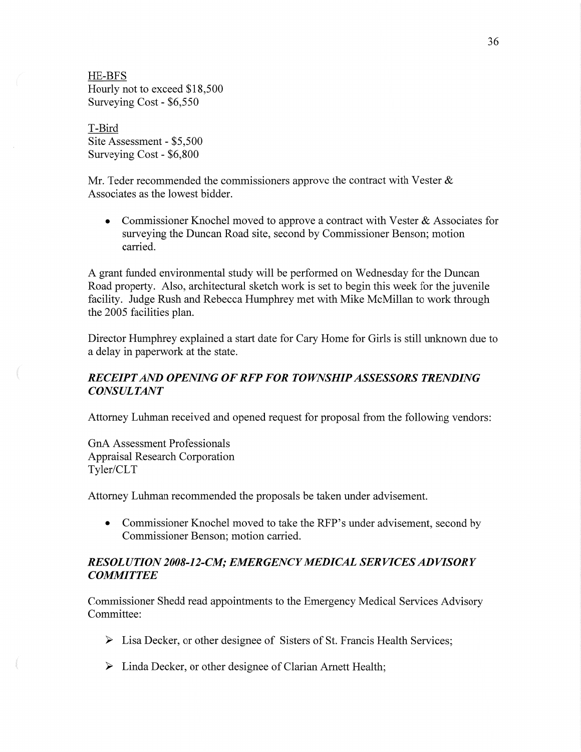HE-BFS
Hourly not to exceed $18,500
Surveying Cost - $6,550

T-Bird
Site Assessment - $5,500
Surveying Cost - $6,800

Mr. Teder recommended the commissioners approve the contract with Vester & Associates as the lowest bidder.

- Commissioner Knochel moved to approve a contract with Vester & Associates for surveying the Duncan Road site, second by Commissioner Benson; motion carried.

A grant funded environmental study will be performed on Wednesday for the Duncan Road property. Also, architectural sketch work is set to begin this week for the juvenile facility. Judge Rush and Rebecca Humphrey met with Mike McMillan to work through the 2005 facilities plan.

Director Humphrey explained a start date for Cary Home for Girls is still unknown due to a delay in paperwork at the state.

### *RECEIPT AND OPENING OF RFP FOR TOWNSHIP ASSESSORS TRENDING CONSULTANT*

Attorney Luhman received and opened request for proposal from the following vendors:

GnA Assessment Professionals
Appraisal Research Corporation
Tyler/CLT

Attorney Luhman recommended the proposals be taken under advisement.

- Commissioner Knochel moved to take the RFP's under advisement, second by Commissioner Benson; motion carried.

### *RESOLUTION 2008-12-CM; EMERGENCY MEDICAL SERVICES ADVISORY COMMITTEE*

Commissioner Shedd read appointments to the Emergency Medical Services Advisory Committee:

- Lisa Decker, or other designee of Sisters of St. Francis Health Services;
- Linda Decker, or other designee of Clarian Arnett Health;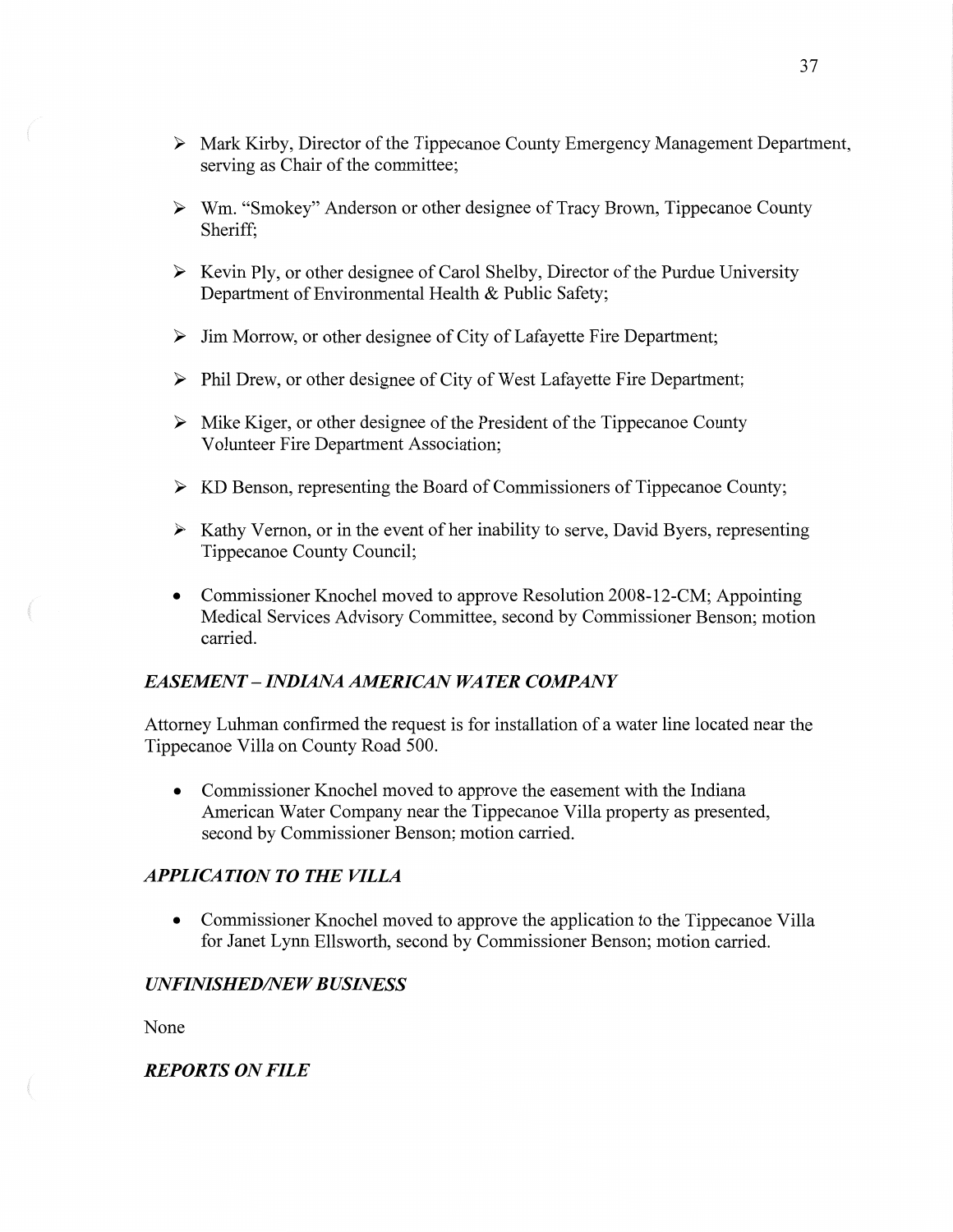- Mark Kirby, Director of the Tippecanoe County Emergency Management Department, serving as Chair of the committee;
- Wm. "Smokey" Anderson or other designee of Tracy Brown, Tippecanoe County Sheriff;
- Kevin Ply, or other designee of Carol Shelby, Director of the Purdue University Department of Environmental Health & Public Safety;
- Jim Morrow, or other designee of City of Lafayette Fire Department;
- Phil Drew, or other designee of City of West Lafayette Fire Department;
- Mike Kiger, or other designee of the President of the Tippecanoe County Volunteer Fire Department Association;
- KD Benson, representing the Board of Commissioners of Tippecanoe County;
- Kathy Vernon, or in the event of her inability to serve, David Byers, representing Tippecanoe County Council;

- Commissioner Knochel moved to approve Resolution 2008-12-CM; Appointing Medical Services Advisory Committee, second by Commissioner Benson; motion carried.

### *EASEMENT – INDIANA AMERICAN WATER COMPANY*

Attorney Luhman confirmed the request is for installation of a water line located near the Tippecanoe Villa on County Road 500.

- Commissioner Knochel moved to approve the easement with the Indiana American Water Company near the Tippecanoe Villa property as presented, second by Commissioner Benson; motion carried.

### *APPLICATION TO THE VILLA*

- Commissioner Knochel moved to approve the application to the Tippecanoe Villa for Janet Lynn Ellsworth, second by Commissioner Benson; motion carried.

### *UNFINISHED/NEW BUSINESS*

None

### *REPORTS ON FILE*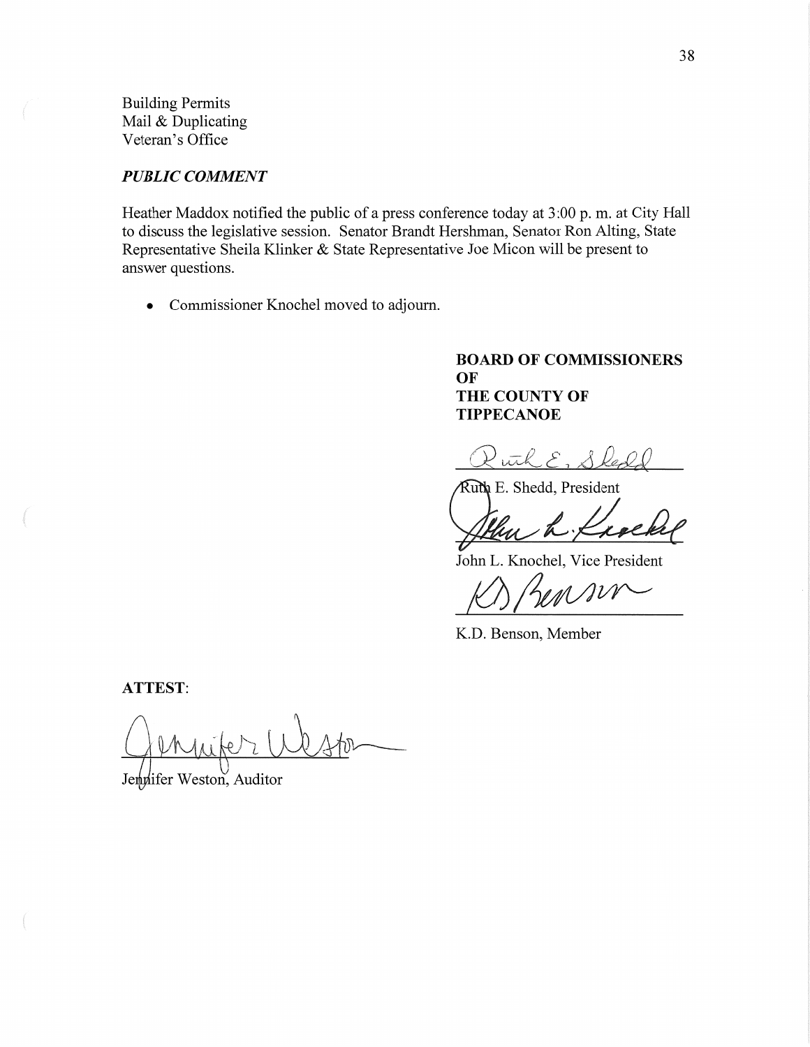Building Permits
Mail & Duplicating
Veteran's Office

***PUBLIC COMMENT***

Heather Maddox notified the public of a press conference today at 3:00 p. m. at City Hall to discuss the legislative session. Senator Brandt Hershman, Senator Ron Alting, State Representative Sheila Klinker & State Representative Joe Micon will be present to answer questions.

- Commissioner Knochel moved to adjourn.

**BOARD OF COMMISSIONERS OF THE COUNTY OF TIPPECANOE**

Ruth E. Shedd, President

John L. Knochel, Vice President

K.D. Benson, Member

**ATTEST**:

Jennifer Weston, Auditor